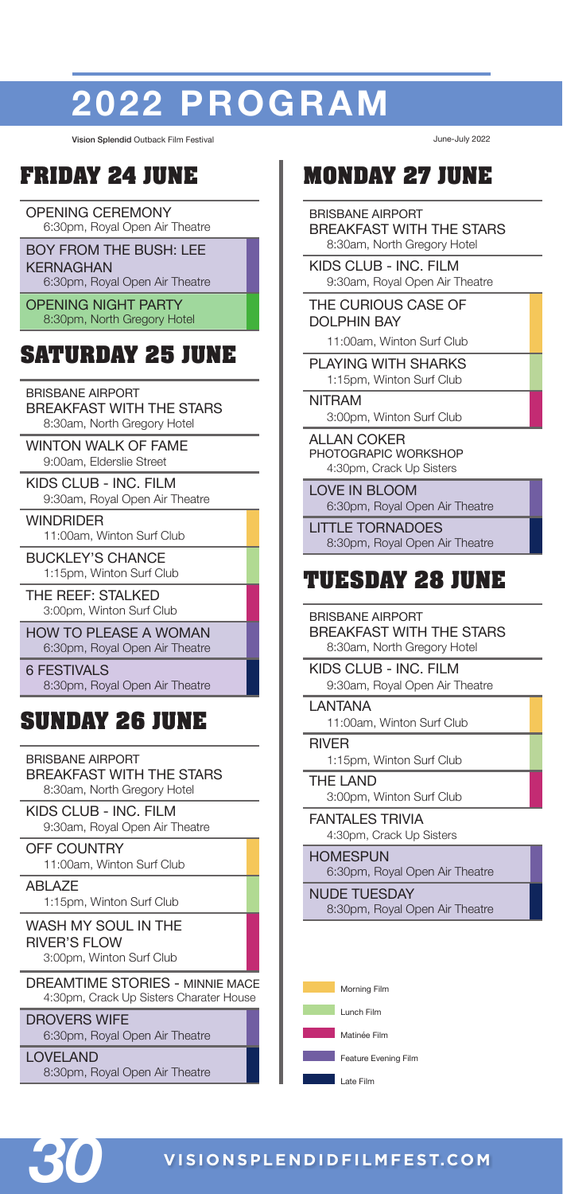# 2022 PROGRAM

Vision Splendid Outback Film Festival

June-July 2022

## FRIDAY 24 JUNE

OPENING CEREMONY
6:30pm, Royal Open Air Theatre

BOY FROM THE BUSH: LEE KERNAGHAN
6:30pm, Royal Open Air Theatre

OPENING NIGHT PARTY
8:30pm, North Gregory Hotel

## SATURDAY 25 JUNE

BRISBANE AIRPORT
BREAKFAST WITH THE STARS
8:30am, North Gregory Hotel

WINTON WALK OF FAME
9:00am, Elderslie Street

KIDS CLUB - INC. FILM
9:30am, Royal Open Air Theatre

WINDRIDER
11:00am, Winton Surf Club

BUCKLEY'S CHANCE
1:15pm, Winton Surf Club

THE REEF: STALKED
3:00pm, Winton Surf Club

HOW TO PLEASE A WOMAN
6:30pm, Royal Open Air Theatre

6 FESTIVALS
8:30pm, Royal Open Air Theatre

## SUNDAY 26 JUNE

BRISBANE AIRPORT
BREAKFAST WITH THE STARS
8:30am, North Gregory Hotel

KIDS CLUB - INC. FILM
9:30am, Royal Open Air Theatre

OFF COUNTRY
11:00am, Winton Surf Club

ABLAZE
1:15pm, Winton Surf Club

WASH MY SOUL IN THE RIVER'S FLOW
3:00pm, Winton Surf Club

DREAMTIME STORIES - MINNIE MACE
4:30pm, Crack Up Sisters Charater House

DROVERS WIFE
6:30pm, Royal Open Air Theatre

LOVELAND
8:30pm, Royal Open Air Theatre

## MONDAY 27 JUNE

BRISBANE AIRPORT
BREAKFAST WITH THE STARS
8:30am, North Gregory Hotel

KIDS CLUB - INC. FILM
9:30am, Royal Open Air Theatre

THE CURIOUS CASE OF DOLPHIN BAY
11:00am, Winton Surf Club

PLAYING WITH SHARKS
1:15pm, Winton Surf Club

NITRAM
3:00pm, Winton Surf Club

ALLAN COKER
PHOTOGRAPIC WORKSHOP
4:30pm, Crack Up Sisters

LOVE IN BLOOM
6:30pm, Royal Open Air Theatre

LITTLE TORNADOES
8:30pm, Royal Open Air Theatre

## TUESDAY 28 JUNE

BRISBANE AIRPORT
BREAKFAST WITH THE STARS
8:30am, North Gregory Hotel

KIDS CLUB - INC. FILM
9:30am, Royal Open Air Theatre

LANTANA
11:00am, Winton Surf Club

RIVER
1:15pm, Winton Surf Club

THE LAND
3:00pm, Winton Surf Club

FANTALES TRIVIA
4:30pm, Crack Up Sisters

HOMESPUN
6:30pm, Royal Open Air Theatre

NUDE TUESDAY
8:30pm, Royal Open Air Theatre

- Morning Film
- Lunch Film
- Matinée Film
- Feature Evening Film
- Late Film

VISIONSPLENDIDFILMFEST.COM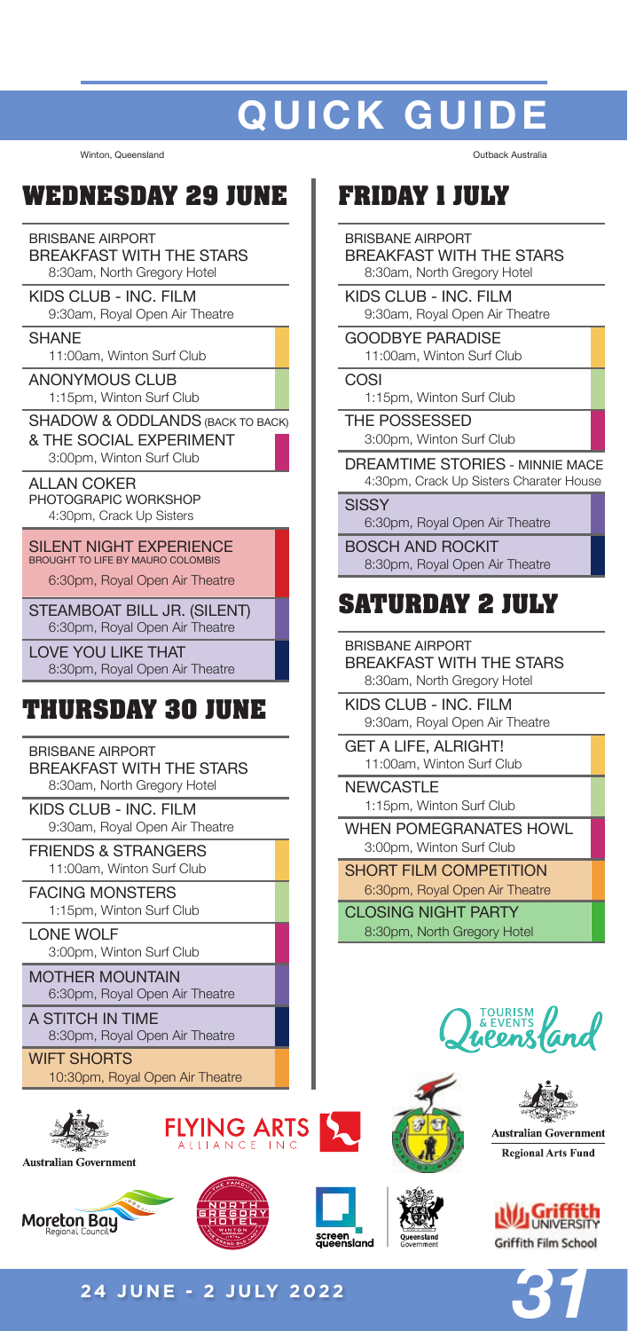# QUICK GUIDE

Winton, Queensland

Outback Australia

## WEDNESDAY 29 JUNE

BRISBANE AIRPORT
BREAKFAST WITH THE STARS
8:30am, North Gregory Hotel

KIDS CLUB - INC. FILM
9:30am, Royal Open Air Theatre

SHANE
11:00am, Winton Surf Club

ANONYMOUS CLUB
1:15pm, Winton Surf Club

SHADOW & ODDLANDS (BACK TO BACK)
& THE SOCIAL EXPERIMENT
3:00pm, Winton Surf Club

ALLAN COKER
PHOTOGRAPIC WORKSHOP
4:30pm, Crack Up Sisters

SILENT NIGHT EXPERIENCE
BROUGHT TO LIFE BY MAURO COLOMBIS
6:30pm, Royal Open Air Theatre

STEAMBOAT BILL JR. (SILENT)
6:30pm, Royal Open Air Theatre

LOVE YOU LIKE THAT
8:30pm, Royal Open Air Theatre

## THURSDAY 30 JUNE

BRISBANE AIRPORT
BREAKFAST WITH THE STARS
8:30am, North Gregory Hotel

KIDS CLUB - INC. FILM
9:30am, Royal Open Air Theatre

FRIENDS & STRANGERS
11:00am, Winton Surf Club

FACING MONSTERS
1:15pm, Winton Surf Club

LONE WOLF
3:00pm, Winton Surf Club

MOTHER MOUNTAIN
6:30pm, Royal Open Air Theatre

A STITCH IN TIME
8:30pm, Royal Open Air Theatre

WIFT SHORTS
10:30pm, Royal Open Air Theatre

## FRIDAY 1 JULY

BRISBANE AIRPORT
BREAKFAST WITH THE STARS
8:30am, North Gregory Hotel

KIDS CLUB - INC. FILM
9:30am, Royal Open Air Theatre

GOODBYE PARADISE
11:00am, Winton Surf Club

COSI
1:15pm, Winton Surf Club

THE POSSESSED
3:00pm, Winton Surf Club

DREAMTIME STORIES - MINNIE MACE
4:30pm, Crack Up Sisters Charater House

SISSY
6:30pm, Royal Open Air Theatre

BOSCH AND ROCKIT
8:30pm, Royal Open Air Theatre

## SATURDAY 2 JULY

BRISBANE AIRPORT
BREAKFAST WITH THE STARS
8:30am, North Gregory Hotel

KIDS CLUB - INC. FILM
9:30am, Royal Open Air Theatre

GET A LIFE, ALRIGHT!
11:00am, Winton Surf Club

NEWCASTLE
1:15pm, Winton Surf Club

WHEN POMEGRANATES HOWL
3:00pm, Winton Surf Club

SHORT FILM COMPETITION
6:30pm, Royal Open Air Theatre

CLOSING NIGHT PARTY
8:30pm, North Gregory Hotel

24 JUNE - 2 JULY 2022